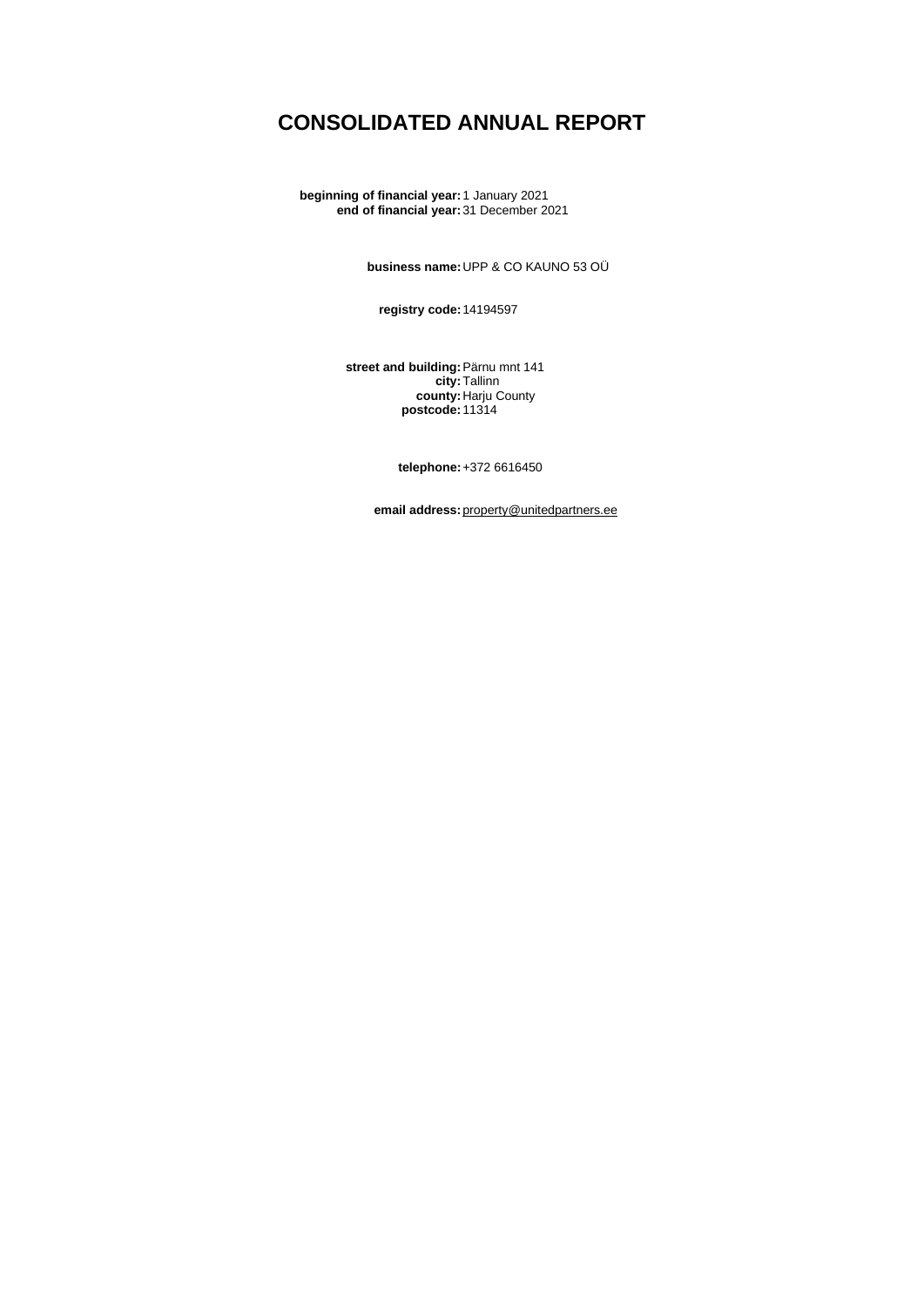# CONSOLIDATED ANNUAL REPORT

**beginning of financial year:** 1 January 2021
**end of financial year:** 31 December 2021

**business name:** UPP & CO KAUNO 53 OÜ

**registry code:** 14194597

**street and building:** Pärnu mnt 141
**city:** Tallinn
**county:** Harju County
**postcode:** 11314

**telephone:** +372 6616450

**email address:** property@unitedpartners.ee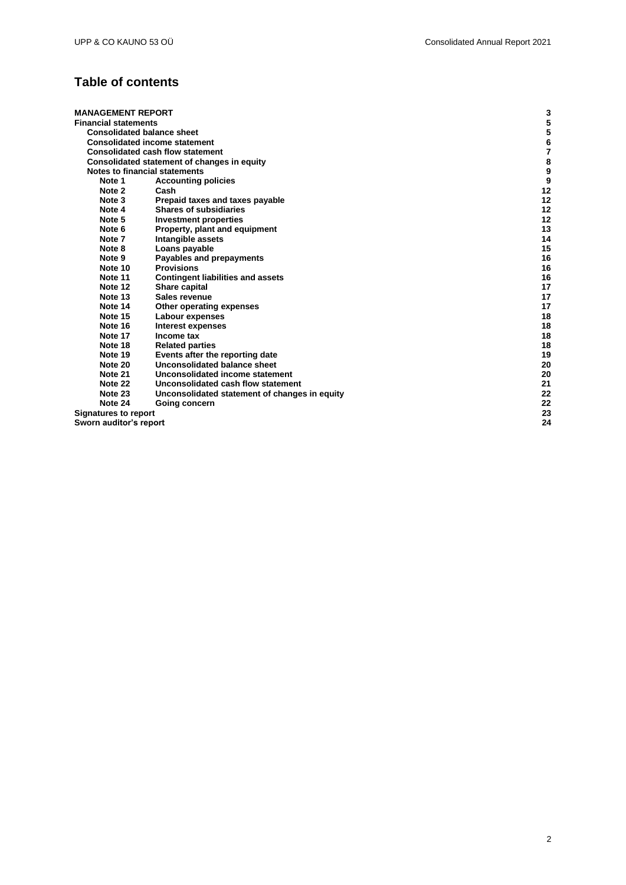## Table of contents

| | | |
|---|---|---|
| **MANAGEMENT REPORT** | | **3** |
| **Financial statements** | | **5** |
| **Consolidated balance sheet** | | **5** |
| **Consolidated income statement** | | **6** |
| **Consolidated cash flow statement** | | **7** |
| **Consolidated statement of changes in equity** | | **8** |
| **Notes to financial statements** | | **9** |
| **Note 1** | **Accounting policies** | **9** |
| **Note 2** | **Cash** | **12** |
| **Note 3** | **Prepaid taxes and taxes payable** | **12** |
| **Note 4** | **Shares of subsidiaries** | **12** |
| **Note 5** | **Investment properties** | **12** |
| **Note 6** | **Property, plant and equipment** | **13** |
| **Note 7** | **Intangible assets** | **14** |
| **Note 8** | **Loans payable** | **15** |
| **Note 9** | **Payables and prepayments** | **16** |
| **Note 10** | **Provisions** | **16** |
| **Note 11** | **Contingent liabilities and assets** | **16** |
| **Note 12** | **Share capital** | **17** |
| **Note 13** | **Sales revenue** | **17** |
| **Note 14** | **Other operating expenses** | **17** |
| **Note 15** | **Labour expenses** | **18** |
| **Note 16** | **Interest expenses** | **18** |
| **Note 17** | **Income tax** | **18** |
| **Note 18** | **Related parties** | **18** |
| **Note 19** | **Events after the reporting date** | **19** |
| **Note 20** | **Unconsolidated balance sheet** | **20** |
| **Note 21** | **Unconsolidated income statement** | **20** |
| **Note 22** | **Unconsolidated cash flow statement** | **21** |
| **Note 23** | **Unconsolidated statement of changes in equity** | **22** |
| **Note 24** | **Going concern** | **22** |
| **Signatures to report** | | **23** |
| **Sworn auditor's report** | | **24** |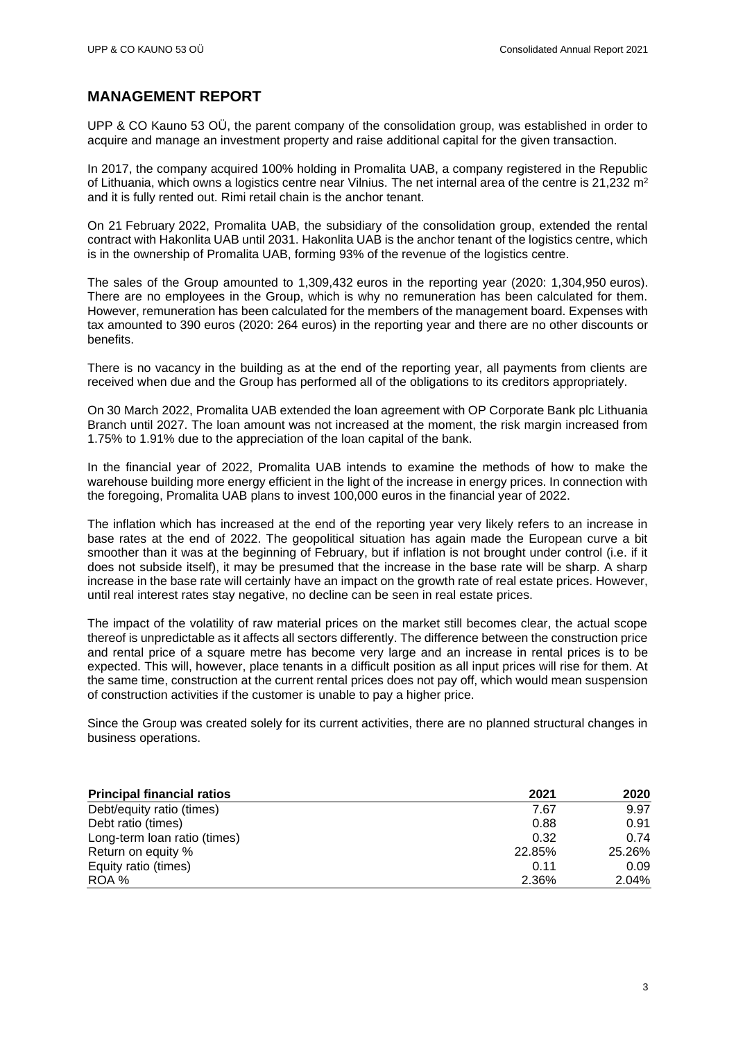# MANAGEMENT REPORT

UPP & CO Kauno 53 OÜ, the parent company of the consolidation group, was established in order to acquire and manage an investment property and raise additional capital for the given transaction.

In 2017, the company acquired 100% holding in Promalita UAB, a company registered in the Republic of Lithuania, which owns a logistics centre near Vilnius. The net internal area of the centre is 21,232 m$^2$ and it is fully rented out. Rimi retail chain is the anchor tenant.

On 21 February 2022, Promalita UAB, the subsidiary of the consolidation group, extended the rental contract with Hakonlita UAB until 2031. Hakonlita UAB is the anchor tenant of the logistics centre, which is in the ownership of Promalita UAB, forming 93% of the revenue of the logistics centre.

The sales of the Group amounted to 1,309,432 euros in the reporting year (2020: 1,304,950 euros). There are no employees in the Group, which is why no remuneration has been calculated for them. However, remuneration has been calculated for the members of the management board. Expenses with tax amounted to 390 euros (2020: 264 euros) in the reporting year and there are no other discounts or benefits.

There is no vacancy in the building as at the end of the reporting year, all payments from clients are received when due and the Group has performed all of the obligations to its creditors appropriately.

On 30 March 2022, Promalita UAB extended the loan agreement with OP Corporate Bank plc Lithuania Branch until 2027. The loan amount was not increased at the moment, the risk margin increased from 1.75% to 1.91% due to the appreciation of the loan capital of the bank.

In the financial year of 2022, Promalita UAB intends to examine the methods of how to make the warehouse building more energy efficient in the light of the increase in energy prices. In connection with the foregoing, Promalita UAB plans to invest 100,000 euros in the financial year of 2022.

The inflation which has increased at the end of the reporting year very likely refers to an increase in base rates at the end of 2022. The geopolitical situation has again made the European curve a bit smoother than it was at the beginning of February, but if inflation is not brought under control (i.e. if it does not subside itself), it may be presumed that the increase in the base rate will be sharp. A sharp increase in the base rate will certainly have an impact on the growth rate of real estate prices. However, until real interest rates stay negative, no decline can be seen in real estate prices.

The impact of the volatility of raw material prices on the market still becomes clear, the actual scope thereof is unpredictable as it affects all sectors differently. The difference between the construction price and rental price of a square metre has become very large and an increase in rental prices is to be expected. This will, however, place tenants in a difficult position as all input prices will rise for them. At the same time, construction at the current rental prices does not pay off, which would mean suspension of construction activities if the customer is unable to pay a higher price.

Since the Group was created solely for its current activities, there are no planned structural changes in business operations.

| **Principal financial ratios** | **2021** | **2020** |
|---|---|---|
| Debt/equity ratio (times) | 7.67 | 9.97 |
| Debt ratio (times) | 0.88 | 0.91 |
| Long-term loan ratio (times) | 0.32 | 0.74 |
| Return on equity % | 22.85% | 25.26% |
| Equity ratio (times) | 0.11 | 0.09 |
| ROA % | 2.36% | 2.04% |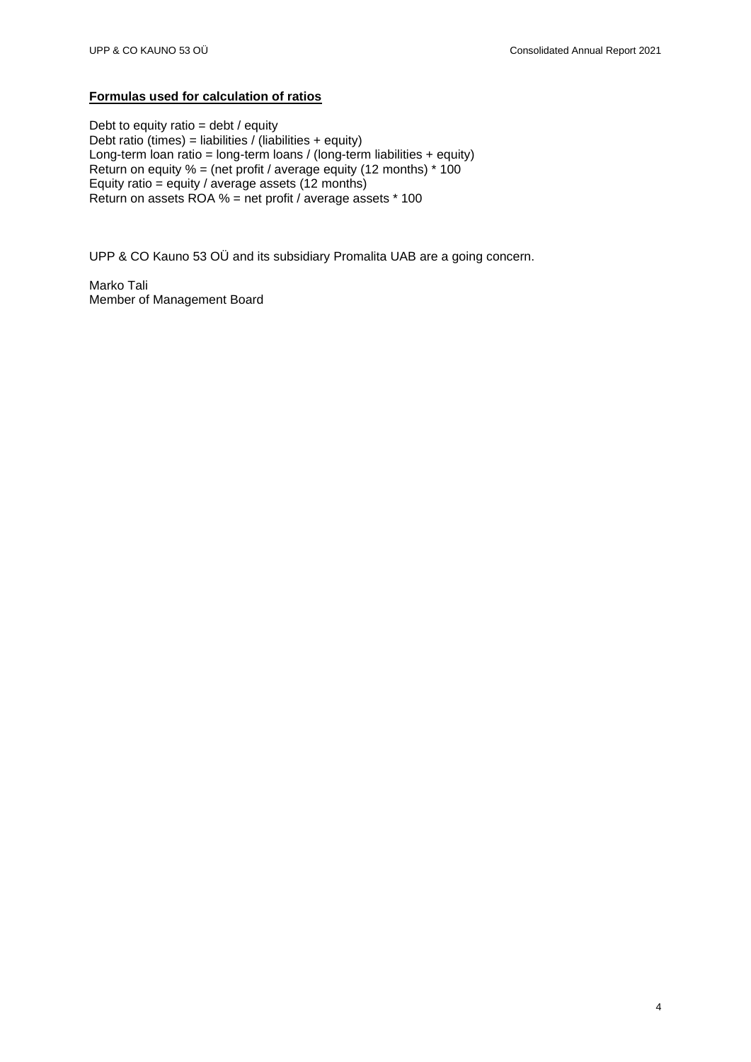**Formulas used for calculation of ratios**

Debt to equity ratio = debt / equity
Debt ratio (times) = liabilities / (liabilities + equity)
Long-term loan ratio = long-term loans / (long-term liabilities + equity)
Return on equity % = (net profit / average equity (12 months) * 100
Equity ratio = equity / average assets (12 months)
Return on assets ROA % = net profit / average assets * 100

UPP & CO Kauno 53 OÜ and its subsidiary Promalita UAB are a going concern.

Marko Tali
Member of Management Board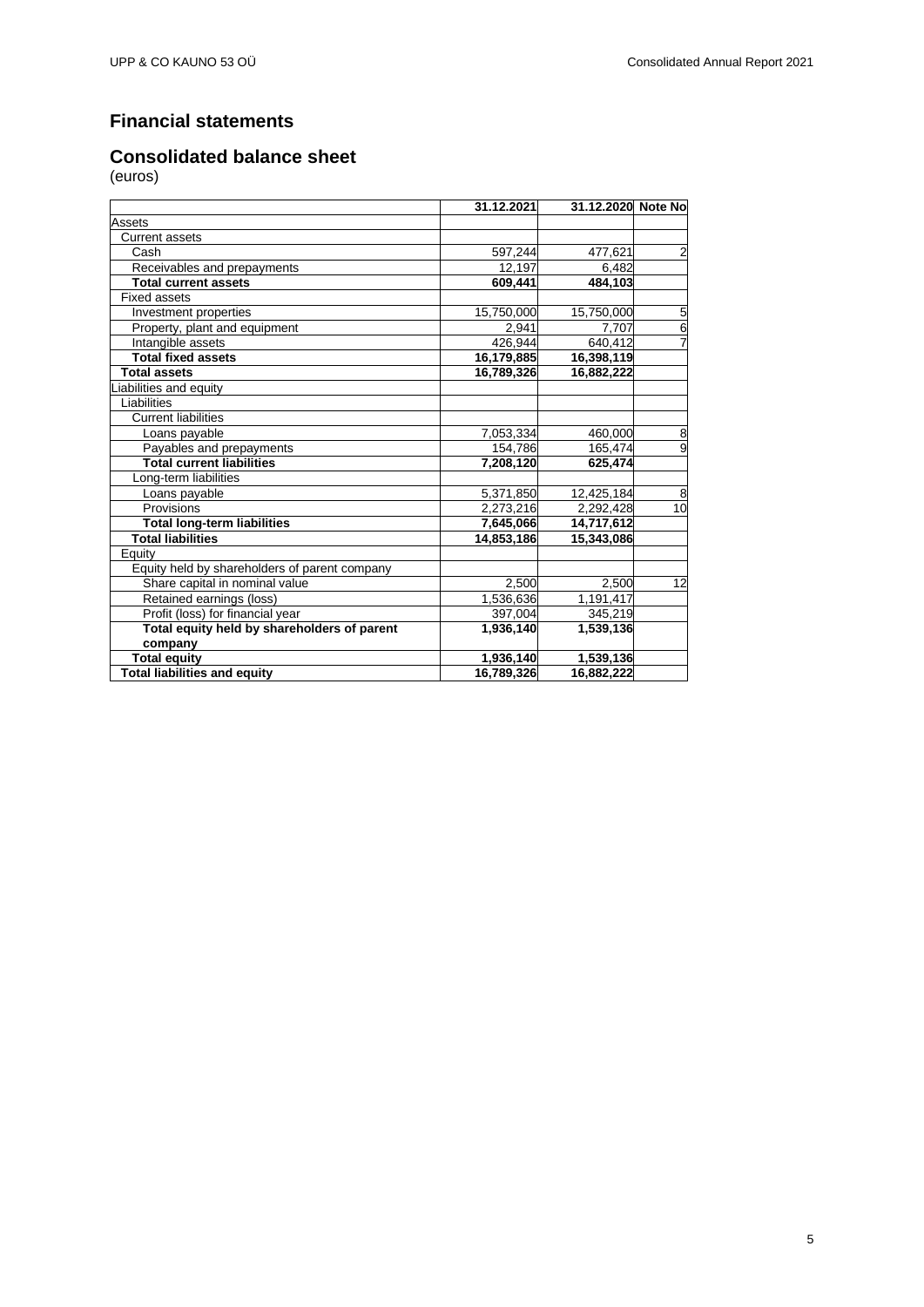# Financial statements

## Consolidated balance sheet

(euros)

| | 31.12.2021 | 31.12.2020 | Note No |
|---|---|---|---|
| Assets | | | |
| Current assets | | | |
| Cash | 597,244 | 477,621 | 2 |
| Receivables and prepayments | 12,197 | 6,482 | |
| **Total current assets** | **609,441** | **484,103** | |
| Fixed assets | | | |
| Investment properties | 15,750,000 | 15,750,000 | 5 |
| Property, plant and equipment | 2,941 | 7,707 | 6 |
| Intangible assets | 426,944 | 640,412 | 7 |
| **Total fixed assets** | **16,179,885** | **16,398,119** | |
| **Total assets** | **16,789,326** | **16,882,222** | |
| Liabilities and equity | | | |
| Liabilities | | | |
| Current liabilities | | | |
| Loans payable | 7,053,334 | 460,000 | 8 |
| Payables and prepayments | 154,786 | 165,474 | 9 |
| **Total current liabilities** | **7,208,120** | **625,474** | |
| Long-term liabilities | | | |
| Loans payable | 5,371,850 | 12,425,184 | 8 |
| Provisions | 2,273,216 | 2,292,428 | 10 |
| **Total long-term liabilities** | **7,645,066** | **14,717,612** | |
| **Total liabilities** | **14,853,186** | **15,343,086** | |
| Equity | | | |
| Equity held by shareholders of parent company | | | |
| Share capital in nominal value | 2,500 | 2,500 | 12 |
| Retained earnings (loss) | 1,536,636 | 1,191,417 | |
| Profit (loss) for financial year | 397,004 | 345,219 | |
| **Total equity held by shareholders of parent company** | **1,936,140** | **1,539,136** | |
| **Total equity** | **1,936,140** | **1,539,136** | |
| **Total liabilities and equity** | **16,789,326** | **16,882,222** | |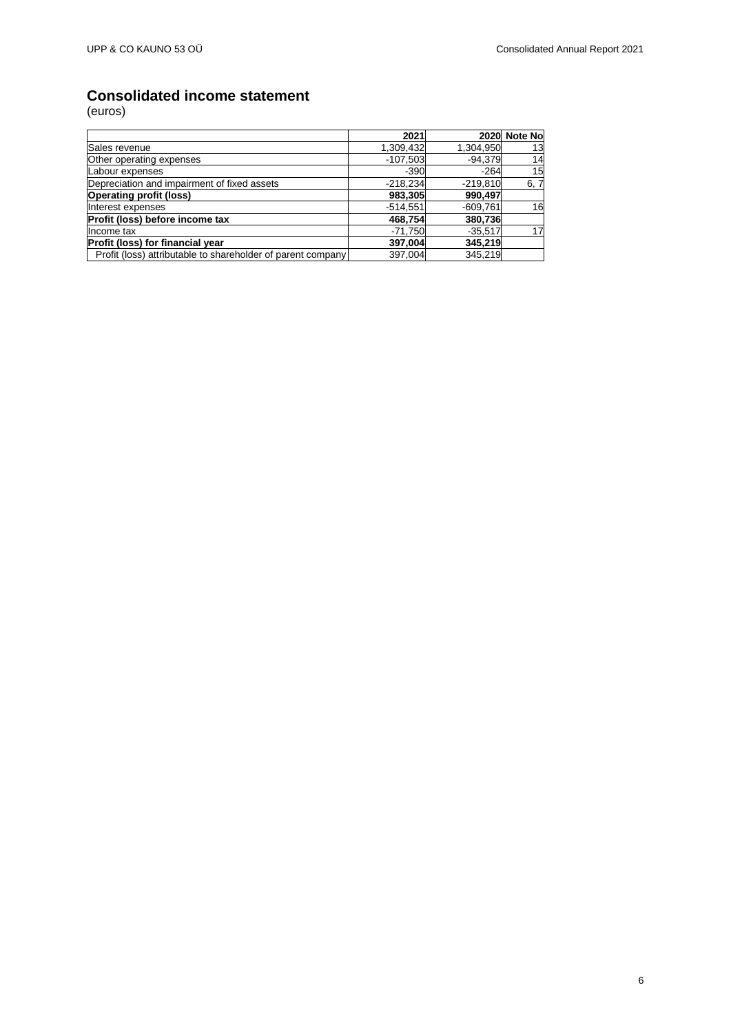# Consolidated income statement

(euros)

| | 2021 | 2020 | Note No |
|---|---|---|---|
| Sales revenue | 1,309,432 | 1,304,950 | 13 |
| Other operating expenses | -107,503 | -94,379 | 14 |
| Labour expenses | -390 | -264 | 15 |
| Depreciation and impairment of fixed assets | -218,234 | -219,810 | 6, 7 |
| **Operating profit (loss)** | **983,305** | **990,497** | |
| Interest expenses | -514,551 | -609,761 | 16 |
| **Profit (loss) before income tax** | **468,754** | **380,736** | |
| Income tax | -71,750 | -35,517 | 17 |
| **Profit (loss) for financial year** | **397,004** | **345,219** | |
| Profit (loss) attributable to shareholder of parent company | 397,004 | 345,219 | |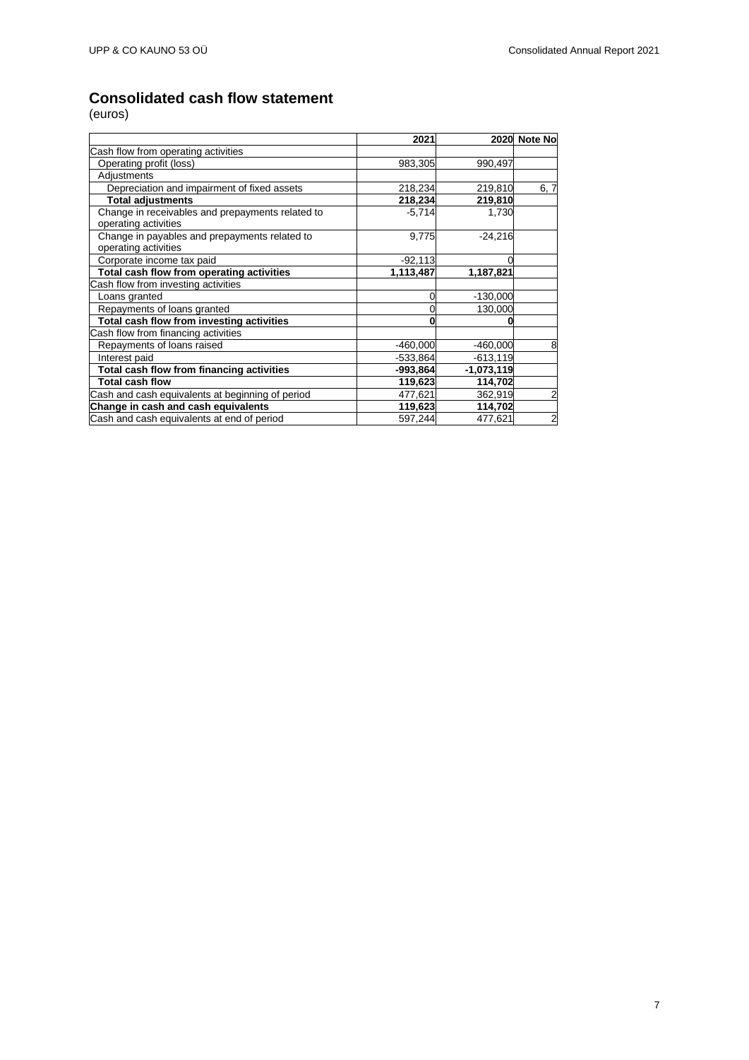## Consolidated cash flow statement

(euros)

| | 2021 | 2020 | Note No |
|---|---|---|---|
| Cash flow from operating activities | | | |
| Operating profit (loss) | 983,305 | 990,497 | |
| Adjustments | | | |
| Depreciation and impairment of fixed assets | 218,234 | 219,810 | 6, 7 |
| **Total adjustments** | **218,234** | **219,810** | |
| Change in receivables and prepayments related to operating activities | -5,714 | 1,730 | |
| Change in payables and prepayments related to operating activities | 9,775 | -24,216 | |
| Corporate income tax paid | -92,113 | 0 | |
| **Total cash flow from operating activities** | **1,113,487** | **1,187,821** | |
| Cash flow from investing activities | | | |
| Loans granted | 0 | -130,000 | |
| Repayments of loans granted | 0 | 130,000 | |
| **Total cash flow from investing activities** | **0** | **0** | |
| Cash flow from financing activities | | | |
| Repayments of loans raised | -460,000 | -460,000 | 8 |
| Interest paid | -533,864 | -613,119 | |
| **Total cash flow from financing activities** | **-993,864** | **-1,073,119** | |
| **Total cash flow** | **119,623** | **114,702** | |
| Cash and cash equivalents at beginning of period | 477,621 | 362,919 | 2 |
| **Change in cash and cash equivalents** | **119,623** | **114,702** | |
| Cash and cash equivalents at end of period | 597,244 | 477,621 | 2 |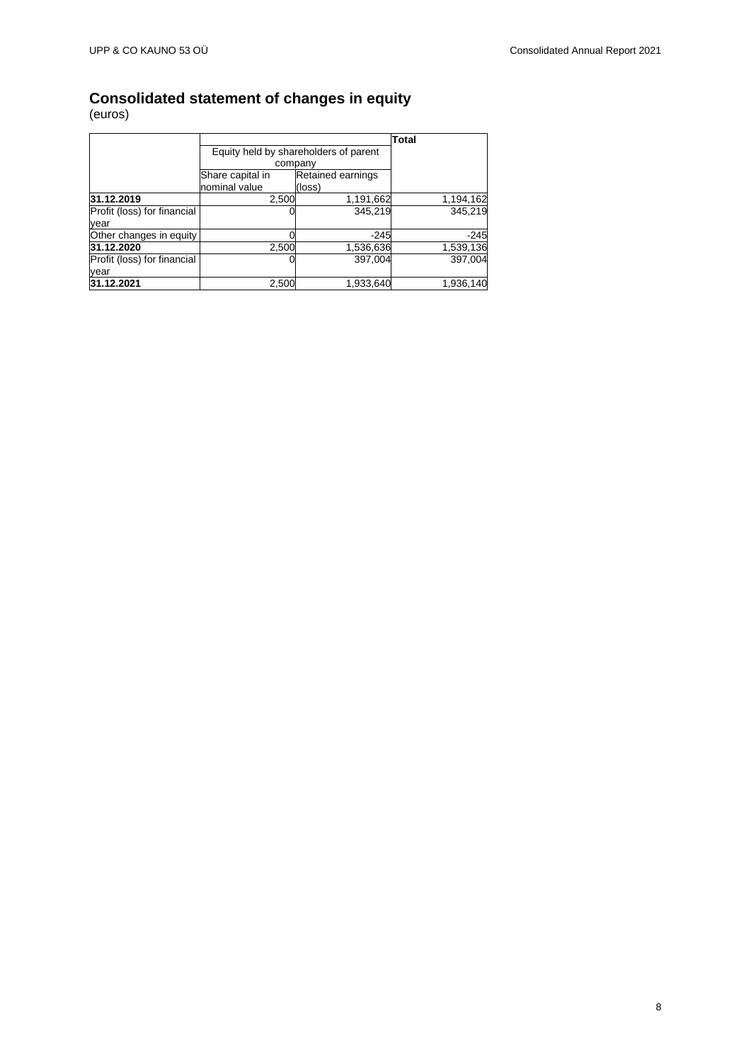# Consolidated statement of changes in equity

(euros)

| | Equity held by shareholders of parent company | | Total |
|---|---|---|---|
| | Share capital in nominal value | Retained earnings (loss) | |
| **31.12.2019** | 2,500 | 1,191,662 | 1,194,162 |
| Profit (loss) for financial year | 0 | 345,219 | 345,219 |
| Other changes in equity | 0 | -245 | -245 |
| **31.12.2020** | 2,500 | 1,536,636 | 1,539,136 |
| Profit (loss) for financial year | 0 | 397,004 | 397,004 |
| **31.12.2021** | 2,500 | 1,933,640 | 1,936,140 |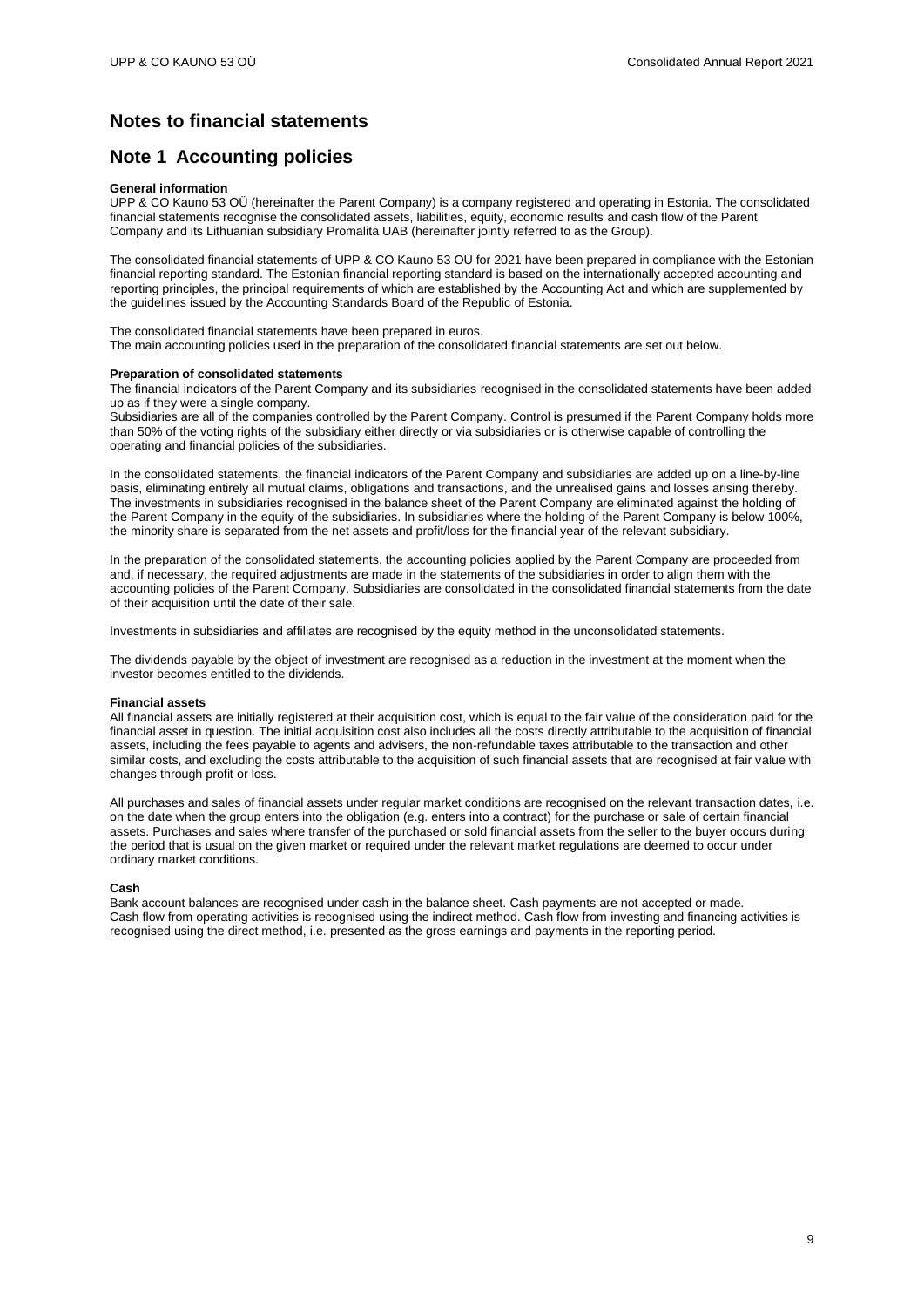# Notes to financial statements

## Note 1 Accounting policies

**General information**

UPP & CO Kauno 53 OÜ (hereinafter the Parent Company) is a company registered and operating in Estonia. The consolidated financial statements recognise the consolidated assets, liabilities, equity, economic results and cash flow of the Parent Company and its Lithuanian subsidiary Promalita UAB (hereinafter jointly referred to as the Group).

The consolidated financial statements of UPP & CO Kauno 53 OÜ for 2021 have been prepared in compliance with the Estonian financial reporting standard. The Estonian financial reporting standard is based on the internationally accepted accounting and reporting principles, the principal requirements of which are established by the Accounting Act and which are supplemented by the guidelines issued by the Accounting Standards Board of the Republic of Estonia.

The consolidated financial statements have been prepared in euros.
The main accounting policies used in the preparation of the consolidated financial statements are set out below.

**Preparation of consolidated statements**

The financial indicators of the Parent Company and its subsidiaries recognised in the consolidated statements have been added up as if they were a single company.
Subsidiaries are all of the companies controlled by the Parent Company. Control is presumed if the Parent Company holds more than 50% of the voting rights of the subsidiary either directly or via subsidiaries or is otherwise capable of controlling the operating and financial policies of the subsidiaries.

In the consolidated statements, the financial indicators of the Parent Company and subsidiaries are added up on a line-by-line basis, eliminating entirely all mutual claims, obligations and transactions, and the unrealised gains and losses arising thereby. The investments in subsidiaries recognised in the balance sheet of the Parent Company are eliminated against the holding of the Parent Company in the equity of the subsidiaries. In subsidiaries where the holding of the Parent Company is below 100%, the minority share is separated from the net assets and profit/loss for the financial year of the relevant subsidiary.

In the preparation of the consolidated statements, the accounting policies applied by the Parent Company are proceeded from and, if necessary, the required adjustments are made in the statements of the subsidiaries in order to align them with the accounting policies of the Parent Company. Subsidiaries are consolidated in the consolidated financial statements from the date of their acquisition until the date of their sale.

Investments in subsidiaries and affiliates are recognised by the equity method in the unconsolidated statements.

The dividends payable by the object of investment are recognised as a reduction in the investment at the moment when the investor becomes entitled to the dividends.

**Financial assets**

All financial assets are initially registered at their acquisition cost, which is equal to the fair value of the consideration paid for the financial asset in question. The initial acquisition cost also includes all the costs directly attributable to the acquisition of financial assets, including the fees payable to agents and advisers, the non-refundable taxes attributable to the transaction and other similar costs, and excluding the costs attributable to the acquisition of such financial assets that are recognised at fair value with changes through profit or loss.

All purchases and sales of financial assets under regular market conditions are recognised on the relevant transaction dates, i.e. on the date when the group enters into the obligation (e.g. enters into a contract) for the purchase or sale of certain financial assets. Purchases and sales where transfer of the purchased or sold financial assets from the seller to the buyer occurs during the period that is usual on the given market or required under the relevant market regulations are deemed to occur under ordinary market conditions.

**Cash**

Bank account balances are recognised under cash in the balance sheet. Cash payments are not accepted or made.
Cash flow from operating activities is recognised using the indirect method. Cash flow from investing and financing activities is recognised using the direct method, i.e. presented as the gross earnings and payments in the reporting period.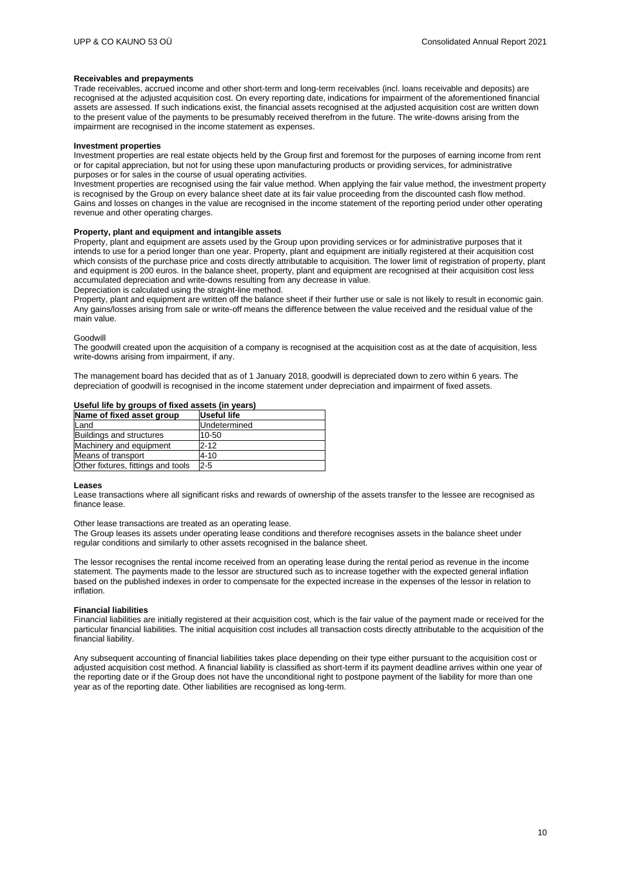### Receivables and prepayments

Trade receivables, accrued income and other short-term and long-term receivables (incl. loans receivable and deposits) are recognised at the adjusted acquisition cost. On every reporting date, indications for impairment of the aforementioned financial assets are assessed. If such indications exist, the financial assets recognised at the adjusted acquisition cost are written down to the present value of the payments to be presumably received therefrom in the future. The write-downs arising from the impairment are recognised in the income statement as expenses.

### Investment properties

Investment properties are real estate objects held by the Group first and foremost for the purposes of earning income from rent or for capital appreciation, but not for using these upon manufacturing products or providing services, for administrative purposes or for sales in the course of usual operating activities.
Investment properties are recognised using the fair value method. When applying the fair value method, the investment property is recognised by the Group on every balance sheet date at its fair value proceeding from the discounted cash flow method. Gains and losses on changes in the value are recognised in the income statement of the reporting period under other operating revenue and other operating charges.

### Property, plant and equipment and intangible assets

Property, plant and equipment are assets used by the Group upon providing services or for administrative purposes that it intends to use for a period longer than one year. Property, plant and equipment are initially registered at their acquisition cost which consists of the purchase price and costs directly attributable to acquisition. The lower limit of registration of property, plant and equipment is 200 euros. In the balance sheet, property, plant and equipment are recognised at their acquisition cost less accumulated depreciation and write-downs resulting from any decrease in value.
Depreciation is calculated using the straight-line method.
Property, plant and equipment are written off the balance sheet if their further use or sale is not likely to result in economic gain. Any gains/losses arising from sale or write-off means the difference between the value received and the residual value of the main value.

Goodwill
The goodwill created upon the acquisition of a company is recognised at the acquisition cost as at the date of acquisition, less write-downs arising from impairment, if any.

The management board has decided that as of 1 January 2018, goodwill is depreciated down to zero within 6 years. The depreciation of goodwill is recognised in the income statement under depreciation and impairment of fixed assets.

**Useful life by groups of fixed assets (in years)**

| Name of fixed asset group | Useful life |
|---|---|
| Land | Undetermined |
| Buildings and structures | 10-50 |
| Machinery and equipment | 2-12 |
| Means of transport | 4-10 |
| Other fixtures, fittings and tools | 2-5 |

### Leases

Lease transactions where all significant risks and rewards of ownership of the assets transfer to the lessee are recognised as finance lease.

Other lease transactions are treated as an operating lease.
The Group leases its assets under operating lease conditions and therefore recognises assets in the balance sheet under regular conditions and similarly to other assets recognised in the balance sheet.

The lessor recognises the rental income received from an operating lease during the rental period as revenue in the income statement. The payments made to the lessor are structured such as to increase together with the expected general inflation based on the published indexes in order to compensate for the expected increase in the expenses of the lessor in relation to inflation.

### Financial liabilities

Financial liabilities are initially registered at their acquisition cost, which is the fair value of the payment made or received for the particular financial liabilities. The initial acquisition cost includes all transaction costs directly attributable to the acquisition of the financial liability.

Any subsequent accounting of financial liabilities takes place depending on their type either pursuant to the acquisition cost or adjusted acquisition cost method. A financial liability is classified as short-term if its payment deadline arrives within one year of the reporting date or if the Group does not have the unconditional right to postpone payment of the liability for more than one year as of the reporting date. Other liabilities are recognised as long-term.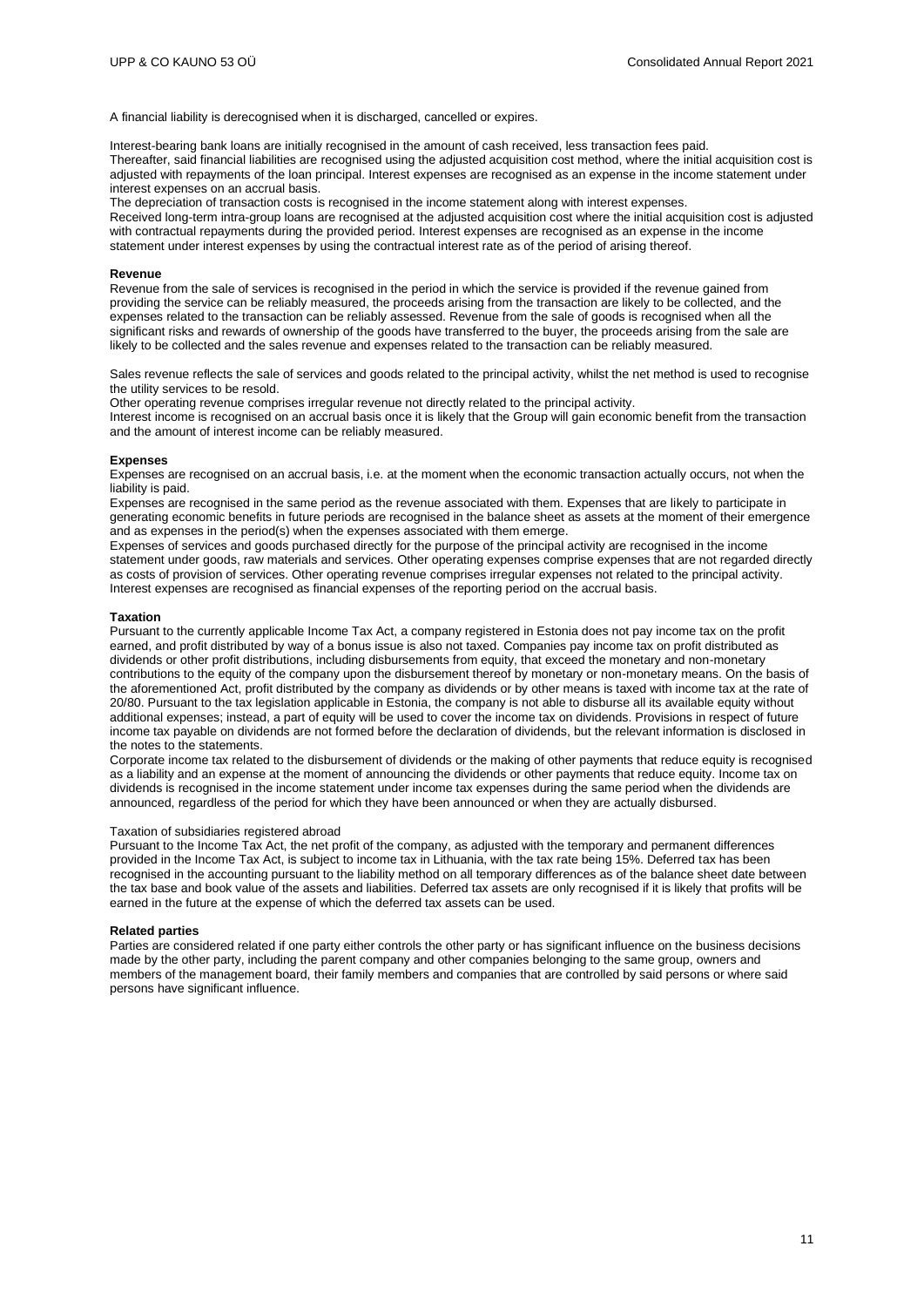A financial liability is derecognised when it is discharged, cancelled or expires.

Interest-bearing bank loans are initially recognised in the amount of cash received, less transaction fees paid.
Thereafter, said financial liabilities are recognised using the adjusted acquisition cost method, where the initial acquisition cost is adjusted with repayments of the loan principal. Interest expenses are recognised as an expense in the income statement under interest expenses on an accrual basis.
The depreciation of transaction costs is recognised in the income statement along with interest expenses.
Received long-term intra-group loans are recognised at the adjusted acquisition cost where the initial acquisition cost is adjusted with contractual repayments during the provided period. Interest expenses are recognised as an expense in the income statement under interest expenses by using the contractual interest rate as of the period of arising thereof.

**Revenue**

Revenue from the sale of services is recognised in the period in which the service is provided if the revenue gained from providing the service can be reliably measured, the proceeds arising from the transaction are likely to be collected, and the expenses related to the transaction can be reliably assessed. Revenue from the sale of goods is recognised when all the significant risks and rewards of ownership of the goods have transferred to the buyer, the proceeds arising from the sale are likely to be collected and the sales revenue and expenses related to the transaction can be reliably measured.

Sales revenue reflects the sale of services and goods related to the principal activity, whilst the net method is used to recognise the utility services to be resold.
Other operating revenue comprises irregular revenue not directly related to the principal activity.
Interest income is recognised on an accrual basis once it is likely that the Group will gain economic benefit from the transaction and the amount of interest income can be reliably measured.

**Expenses**

Expenses are recognised on an accrual basis, i.e. at the moment when the economic transaction actually occurs, not when the liability is paid.
Expenses are recognised in the same period as the revenue associated with them. Expenses that are likely to participate in generating economic benefits in future periods are recognised in the balance sheet as assets at the moment of their emergence and as expenses in the period(s) when the expenses associated with them emerge.
Expenses of services and goods purchased directly for the purpose of the principal activity are recognised in the income statement under goods, raw materials and services. Other operating expenses comprise expenses that are not regarded directly as costs of provision of services. Other operating revenue comprises irregular expenses not related to the principal activity.
Interest expenses are recognised as financial expenses of the reporting period on the accrual basis.

**Taxation**

Pursuant to the currently applicable Income Tax Act, a company registered in Estonia does not pay income tax on the profit earned, and profit distributed by way of a bonus issue is also not taxed. Companies pay income tax on profit distributed as dividends or other profit distributions, including disbursements from equity, that exceed the monetary and non-monetary contributions to the equity of the company upon the disbursement thereof by monetary or non-monetary means. On the basis of the aforementioned Act, profit distributed by the company as dividends or by other means is taxed with income tax at the rate of 20/80. Pursuant to the tax legislation applicable in Estonia, the company is not able to disburse all its available equity without additional expenses; instead, a part of equity will be used to cover the income tax on dividends. Provisions in respect of future income tax payable on dividends are not formed before the declaration of dividends, but the relevant information is disclosed in the notes to the statements.
Corporate income tax related to the disbursement of dividends or the making of other payments that reduce equity is recognised as a liability and an expense at the moment of announcing the dividends or other payments that reduce equity. Income tax on dividends is recognised in the income statement under income tax expenses during the same period when the dividends are announced, regardless of the period for which they have been announced or when they are actually disbursed.

Taxation of subsidiaries registered abroad

Pursuant to the Income Tax Act, the net profit of the company, as adjusted with the temporary and permanent differences provided in the Income Tax Act, is subject to income tax in Lithuania, with the tax rate being 15%. Deferred tax has been recognised in the accounting pursuant to the liability method on all temporary differences as of the balance sheet date between the tax base and book value of the assets and liabilities. Deferred tax assets are only recognised if it is likely that profits will be earned in the future at the expense of which the deferred tax assets can be used.

**Related parties**

Parties are considered related if one party either controls the other party or has significant influence on the business decisions made by the other party, including the parent company and other companies belonging to the same group, owners and members of the management board, their family members and companies that are controlled by said persons or where said persons have significant influence.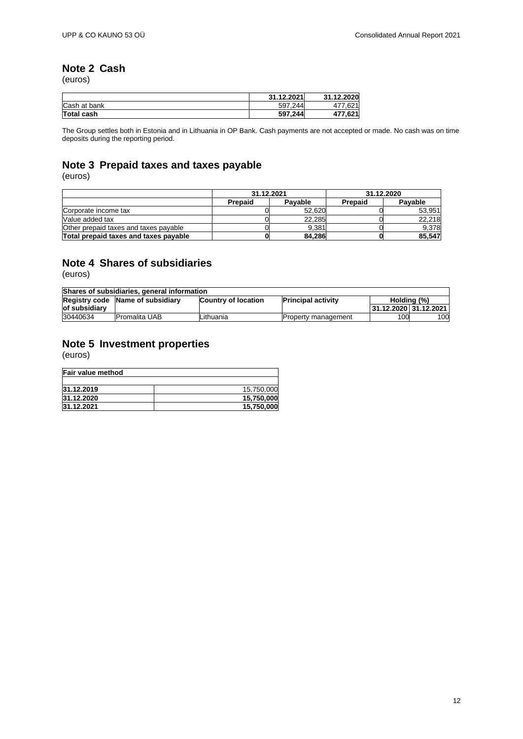## Note 2 Cash

(euros)

| | 31.12.2021 | 31.12.2020 |
|---|---|---|
| Cash at bank | 597,244 | 477,621 |
| **Total cash** | **597,244** | **477,621** |

The Group settles both in Estonia and in Lithuania in OP Bank. Cash payments are not accepted or made. No cash was on time deposits during the reporting period.

## Note 3 Prepaid taxes and taxes payable

(euros)

| | 31.12.2021 | | 31.12.2020 | |
|---|---|---|---|---|
| | Prepaid | Payable | Prepaid | Payable |
| Corporate income tax | 0 | 52,620 | 0 | 53,951 |
| Value added tax | 0 | 22,285 | 0 | 22,218 |
| Other prepaid taxes and taxes payable | 0 | 9,381 | 0 | 9,378 |
| **Total prepaid taxes and taxes payable** | **0** | **84,286** | **0** | **85,547** |

## Note 4 Shares of subsidiaries

(euros)

| Shares of subsidiaries, general information | | | | | |
|---|---|---|---|---|---|
| Registry code of subsidiary | Name of subsidiary | Country of location | Principal activity | Holding (%) | |
| | | | | 31.12.2020 | 31.12.2021 |
| 30440634 | Promalita UAB | Lithuania | Property management | 100 | 100 |

## Note 5 Investment properties

(euros)

| Fair value method | |
|---|---|
| **31.12.2019** | 15,750,000 |
| **31.12.2020** | **15,750,000** |
| **31.12.2021** | **15,750,000** |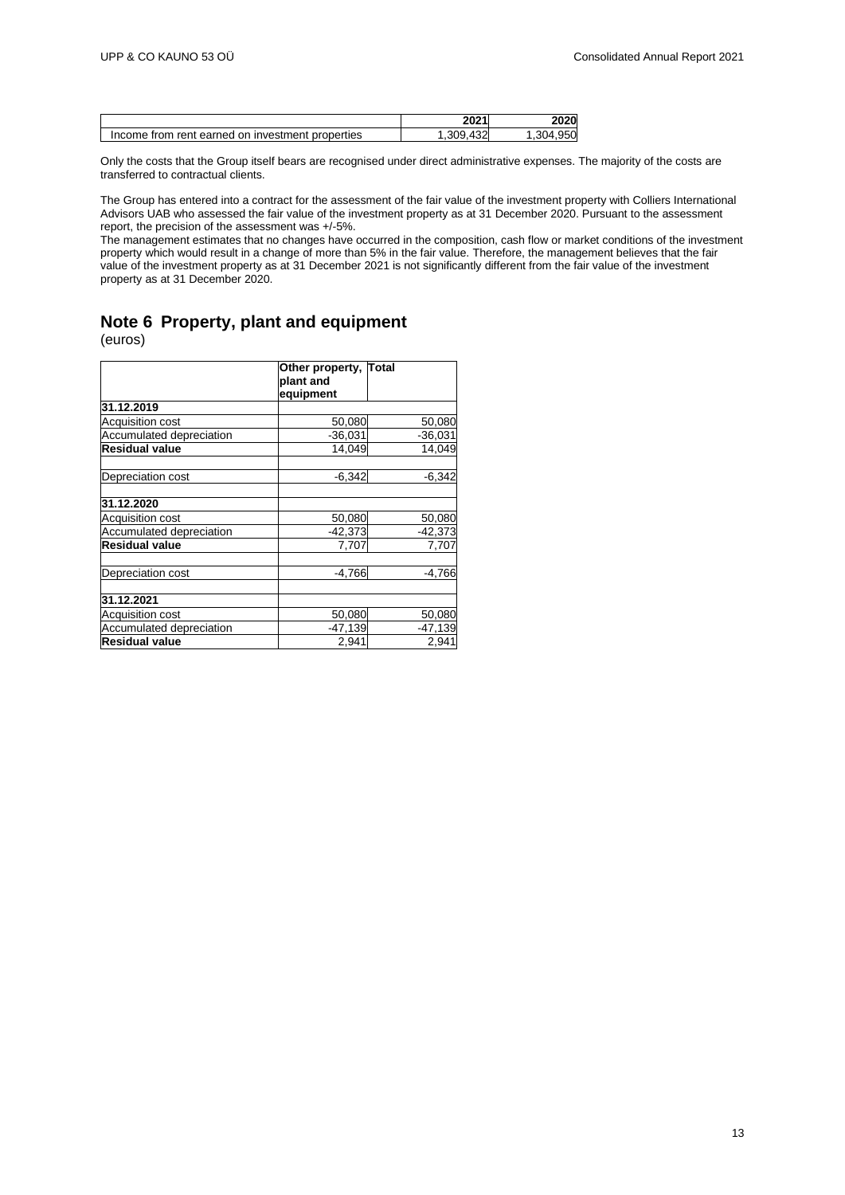| | 2021 | 2020 |
|---|---|---|
| Income from rent earned on investment properties | 1,309,432 | 1,304,950 |

Only the costs that the Group itself bears are recognised under direct administrative expenses. The majority of the costs are transferred to contractual clients.

The Group has entered into a contract for the assessment of the fair value of the investment property with Colliers International Advisors UAB who assessed the fair value of the investment property as at 31 December 2020. Pursuant to the assessment report, the precision of the assessment was +/-5%.
The management estimates that no changes have occurred in the composition, cash flow or market conditions of the investment property which would result in a change of more than 5% in the fair value. Therefore, the management believes that the fair value of the investment property as at 31 December 2021 is not significantly different from the fair value of the investment property as at 31 December 2020.

## Note 6 Property, plant and equipment

(euros)

| | Other property, plant and equipment | Total |
|---|---|---|
| **31.12.2019** | | |
| Acquisition cost | 50,080 | 50,080 |
| Accumulated depreciation | -36,031 | -36,031 |
| **Residual value** | 14,049 | 14,049 |
| | | |
| Depreciation cost | -6,342 | -6,342 |
| | | |
| **31.12.2020** | | |
| Acquisition cost | 50,080 | 50,080 |
| Accumulated depreciation | -42,373 | -42,373 |
| **Residual value** | 7,707 | 7,707 |
| | | |
| Depreciation cost | -4,766 | -4,766 |
| | | |
| **31.12.2021** | | |
| Acquisition cost | 50,080 | 50,080 |
| Accumulated depreciation | -47,139 | -47,139 |
| **Residual value** | 2,941 | 2,941 |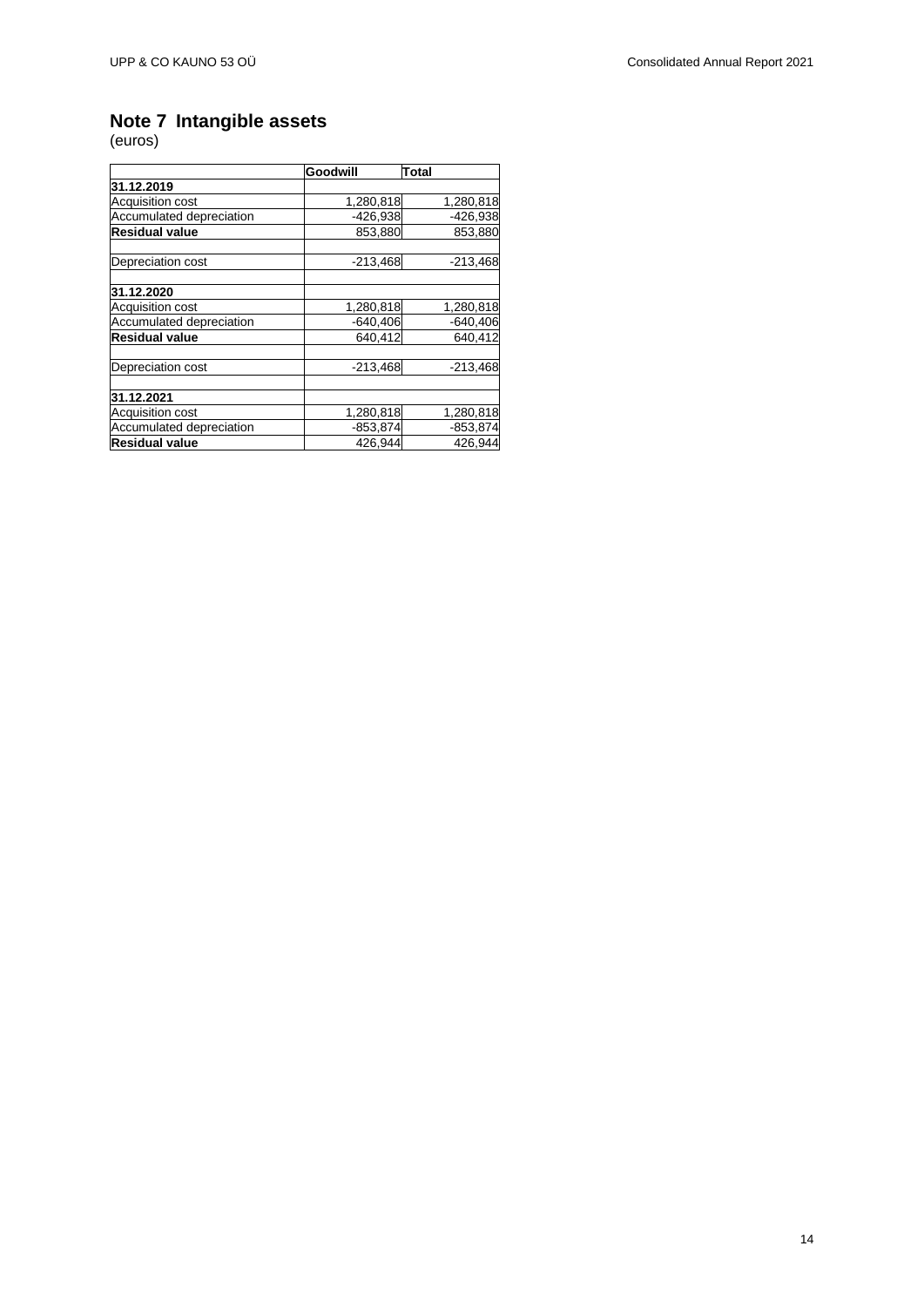## Note 7 Intangible assets

(euros)

| | Goodwill | Total |
|---|---|---|
| **31.12.2019** | | |
| Acquisition cost | 1,280,818 | 1,280,818 |
| Accumulated depreciation | -426,938 | -426,938 |
| **Residual value** | 853,880 | 853,880 |
| | | |
| Depreciation cost | -213,468 | -213,468 |
| | | |
| **31.12.2020** | | |
| Acquisition cost | 1,280,818 | 1,280,818 |
| Accumulated depreciation | -640,406 | -640,406 |
| **Residual value** | 640,412 | 640,412 |
| | | |
| Depreciation cost | -213,468 | -213,468 |
| | | |
| **31.12.2021** | | |
| Acquisition cost | 1,280,818 | 1,280,818 |
| Accumulated depreciation | -853,874 | -853,874 |
| **Residual value** | 426,944 | 426,944 |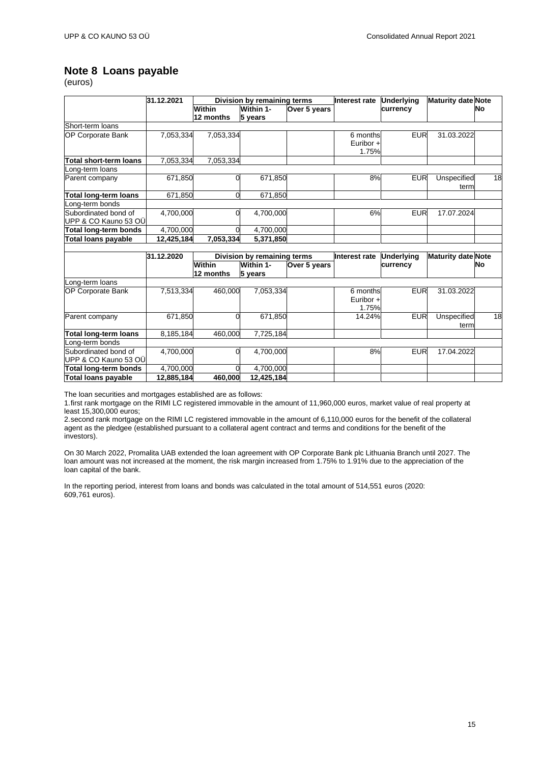## Note 8 Loans payable

(euros)

| | 31.12.2021 | Division by remaining terms | | | Interest rate | Underlying currency | Maturity date | Note No |
|---|---|---|---|---|---|---|---|---|
| | | Within 12 months | Within 1-5 years | Over 5 years | | | | |
| Short-term loans | | | | | | | | |
| OP Corporate Bank | 7,053,334 | 7,053,334 | | | 6 months Euribor + 1.75% | EUR | 31.03.2022 | |
| **Total short-term loans** | 7,053,334 | 7,053,334 | | | | | | |
| Long-term loans | | | | | | | | |
| Parent company | 671,850 | 0 | 671,850 | | 8% | EUR | Unspecified term | 18 |
| **Total long-term loans** | 671,850 | 0 | 671,850 | | | | | |
| Long-term bonds | | | | | | | | |
| Subordinated bond of UPP & CO Kauno 53 OÜ | 4,700,000 | 0 | 4,700,000 | | 6% | EUR | 17.07.2024 | |
| **Total long-term bonds** | 4,700,000 | 0 | 4,700,000 | | | | | |
| **Total loans payable** | **12,425,184** | **7,053,334** | **5,371,850** | | | | | |

| | 31.12.2020 | Division by remaining terms | | | Interest rate | Underlying currency | Maturity date | Note No |
|---|---|---|---|---|---|---|---|---|
| | | Within 12 months | Within 1-5 years | Over 5 years | | | | |
| Long-term loans | | | | | | | | |
| OP Corporate Bank | 7,513,334 | 460,000 | 7,053,334 | | 6 months Euribor + 1.75% | EUR | 31.03.2022 | |
| Parent company | 671,850 | 0 | 671,850 | | 14.24% | EUR | Unspecified term | 18 |
| **Total long-term loans** | 8,185,184 | 460,000 | 7,725,184 | | | | | |
| Long-term bonds | | | | | | | | |
| Subordinated bond of UPP & CO Kauno 53 OÜ | 4,700,000 | 0 | 4,700,000 | | 8% | EUR | 17.04.2022 | |
| **Total long-term bonds** | 4,700,000 | 0 | 4,700,000 | | | | | |
| **Total loans payable** | **12,885,184** | **460,000** | **12,425,184** | | | | | |

The loan securities and mortgages established are as follows:

1. first rank mortgage on the RIMI LC registered immovable in the amount of 11,960,000 euros, market value of real property at least 15,300,000 euros;
2. second rank mortgage on the RIMI LC registered immovable in the amount of 6,110,000 euros for the benefit of the collateral agent as the pledgee (established pursuant to a collateral agent contract and terms and conditions for the benefit of the investors).

On 30 March 2022, Promalita UAB extended the loan agreement with OP Corporate Bank plc Lithuania Branch until 2027. The loan amount was not increased at the moment, the risk margin increased from 1.75% to 1.91% due to the appreciation of the loan capital of the bank.

In the reporting period, interest from loans and bonds was calculated in the total amount of 514,551 euros (2020: 609,761 euros).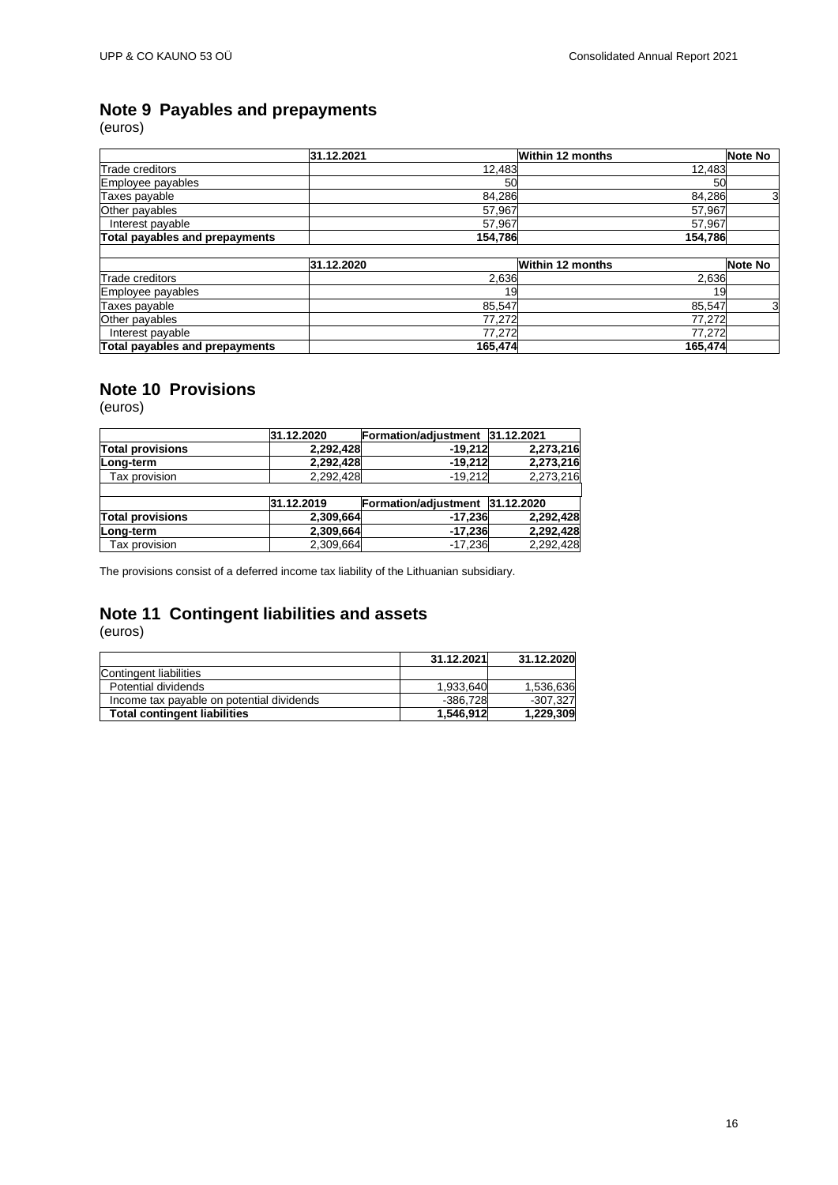## Note 9 Payables and prepayments

(euros)

| | 31.12.2021 | Within 12 months | Note No |
|---|---|---|---|
| Trade creditors | 12,483 | 12,483 | |
| Employee payables | 50 | 50 | |
| Taxes payable | 84,286 | 84,286 | 3 |
| Other payables | 57,967 | 57,967 | |
| Interest payable | 57,967 | 57,967 | |
| **Total payables and prepayments** | **154,786** | **154,786** | |

| | 31.12.2020 | Within 12 months | Note No |
|---|---|---|---|
| Trade creditors | 2,636 | 2,636 | |
| Employee payables | 19 | 19 | |
| Taxes payable | 85,547 | 85,547 | 3 |
| Other payables | 77,272 | 77,272 | |
| Interest payable | 77,272 | 77,272 | |
| **Total payables and prepayments** | **165,474** | **165,474** | |

## Note 10 Provisions

(euros)

| | 31.12.2020 | Formation/adjustment | 31.12.2021 |
|---|---|---|---|
| **Total provisions** | **2,292,428** | **-19,212** | **2,273,216** |
| **Long-term** | **2,292,428** | **-19,212** | **2,273,216** |
| Tax provision | 2,292,428 | -19,212 | 2,273,216 |

| | 31.12.2019 | Formation/adjustment | 31.12.2020 |
|---|---|---|---|
| **Total provisions** | **2,309,664** | **-17,236** | **2,292,428** |
| **Long-term** | **2,309,664** | **-17,236** | **2,292,428** |
| Tax provision | 2,309,664 | -17,236 | 2,292,428 |

The provisions consist of a deferred income tax liability of the Lithuanian subsidiary.

## Note 11 Contingent liabilities and assets

(euros)

| | 31.12.2021 | 31.12.2020 |
|---|---|---|
| Contingent liabilities | | |
| Potential dividends | 1,933,640 | 1,536,636 |
| Income tax payable on potential dividends | -386,728 | -307,327 |
| **Total contingent liabilities** | **1,546,912** | **1,229,309** |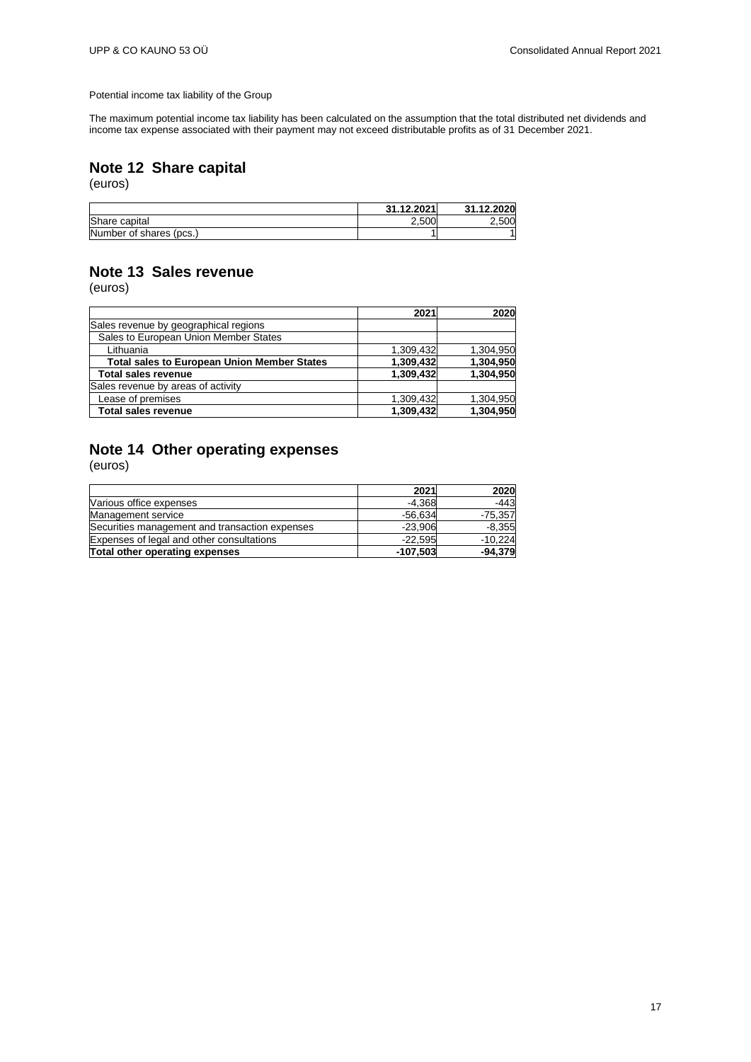Potential income tax liability of the Group

The maximum potential income tax liability has been calculated on the assumption that the total distributed net dividends and income tax expense associated with their payment may not exceed distributable profits as of 31 December 2021.

## Note 12 Share capital

(euros)

| | 31.12.2021 | 31.12.2020 |
|---|---|---|
| Share capital | 2,500 | 2,500 |
| Number of shares (pcs.) | 1 | 1 |

## Note 13 Sales revenue

(euros)

| | 2021 | 2020 |
|---|---|---|
| Sales revenue by geographical regions | | |
| Sales to European Union Member States | | |
| Lithuania | 1,309,432 | 1,304,950 |
| **Total sales to European Union Member States** | **1,309,432** | **1,304,950** |
| **Total sales revenue** | **1,309,432** | **1,304,950** |
| Sales revenue by areas of activity | | |
| Lease of premises | 1,309,432 | 1,304,950 |
| **Total sales revenue** | **1,309,432** | **1,304,950** |

## Note 14 Other operating expenses

(euros)

| | 2021 | 2020 |
|---|---|---|
| Various office expenses | -4,368 | -443 |
| Management service | -56,634 | -75,357 |
| Securities management and transaction expenses | -23,906 | -8,355 |
| Expenses of legal and other consultations | -22,595 | -10,224 |
| **Total other operating expenses** | **-107,503** | **-94,379** |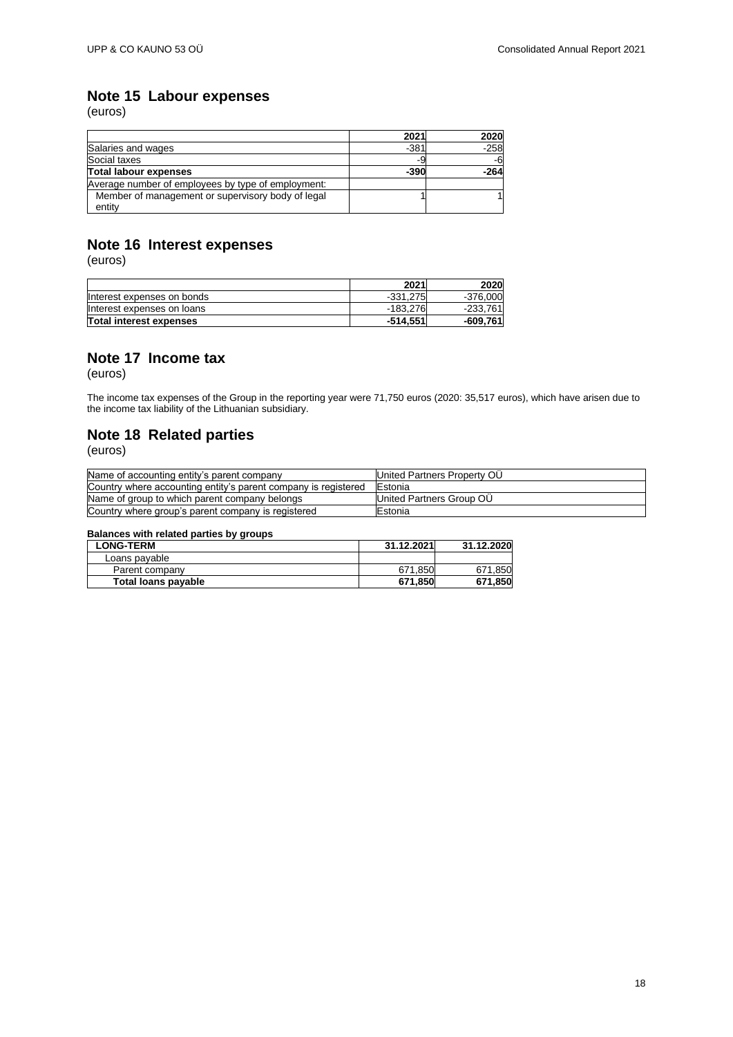## Note 15 Labour expenses

(euros)

| | 2021 | 2020 |
|---|---|---|
| Salaries and wages | -381 | -258 |
| Social taxes | -9 | -6 |
| **Total labour expenses** | **-390** | **-264** |
| Average number of employees by type of employment: | | |
| Member of management or supervisory body of legal entity | 1 | 1 |

## Note 16 Interest expenses

(euros)

| | 2021 | 2020 |
|---|---|---|
| Interest expenses on bonds | -331,275 | -376,000 |
| Interest expenses on loans | -183,276 | -233,761 |
| **Total interest expenses** | **-514,551** | **-609,761** |

## Note 17 Income tax

(euros)

The income tax expenses of the Group in the reporting year were 71,750 euros (2020: 35,517 euros), which have arisen due to the income tax liability of the Lithuanian subsidiary.

## Note 18 Related parties

(euros)

| | |
|---|---|
| Name of accounting entity's parent company | United Partners Property OÜ |
| Country where accounting entity's parent company is registered | Estonia |
| Name of group to which parent company belongs | United Partners Group OÜ |
| Country where group's parent company is registered | Estonia |

**Balances with related parties by groups**

| LONG-TERM | 31.12.2021 | 31.12.2020 |
|---|---|---|
| Loans payable | | |
| Parent company | 671,850 | 671,850 |
| **Total loans payable** | **671,850** | **671,850** |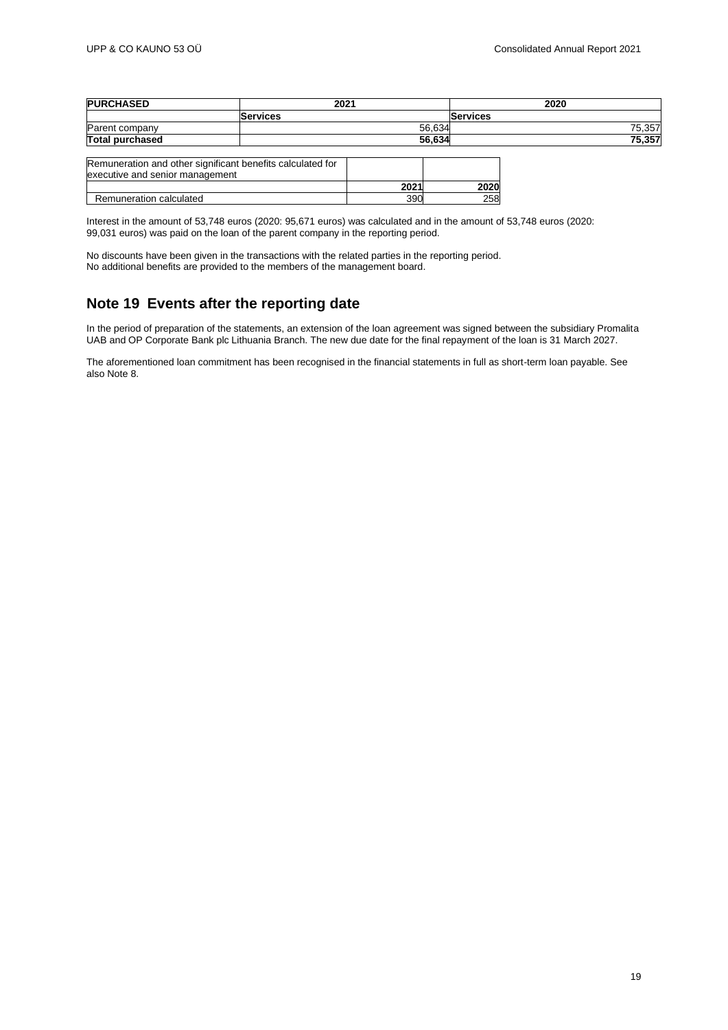| PURCHASED | 2021 | | 2020 | |
|---|---|---|---|---|
| | Services | | Services | |
| Parent company | | 56,634 | | 75,357 |
| **Total purchased** | | **56,634** | | **75,357** |

| Remuneration and other significant benefits calculated for executive and senior management | | |
|---|---|---|
| | **2021** | **2020** |
| Remuneration calculated | 390 | 258 |

Interest in the amount of 53,748 euros (2020: 95,671 euros) was calculated and in the amount of 53,748 euros (2020: 99,031 euros) was paid on the loan of the parent company in the reporting period.

No discounts have been given in the transactions with the related parties in the reporting period.
No additional benefits are provided to the members of the management board.

## Note 19 Events after the reporting date

In the period of preparation of the statements, an extension of the loan agreement was signed between the subsidiary Promalita UAB and OP Corporate Bank plc Lithuania Branch. The new due date for the final repayment of the loan is 31 March 2027.

The aforementioned loan commitment has been recognised in the financial statements in full as short-term loan payable. See also Note 8.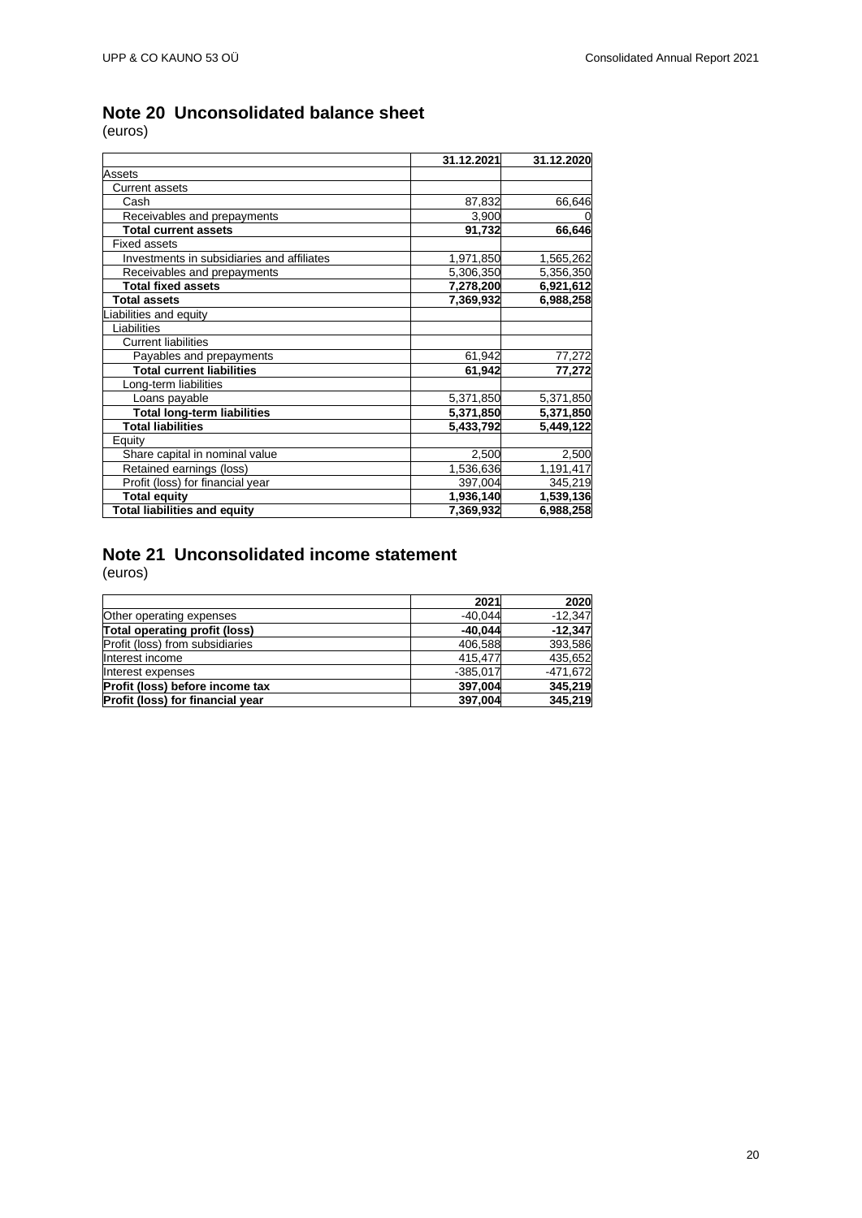## Note 20 Unconsolidated balance sheet

(euros)

| | 31.12.2021 | 31.12.2020 |
|---|---|---|
| Assets | | |
| Current assets | | |
| Cash | 87,832 | 66,646 |
| Receivables and prepayments | 3,900 | 0 |
| **Total current assets** | **91,732** | **66,646** |
| Fixed assets | | |
| Investments in subsidiaries and affiliates | 1,971,850 | 1,565,262 |
| Receivables and prepayments | 5,306,350 | 5,356,350 |
| **Total fixed assets** | **7,278,200** | **6,921,612** |
| **Total assets** | **7,369,932** | **6,988,258** |
| Liabilities and equity | | |
| Liabilities | | |
| Current liabilities | | |
| Payables and prepayments | 61,942 | 77,272 |
| **Total current liabilities** | **61,942** | **77,272** |
| Long-term liabilities | | |
| Loans payable | 5,371,850 | 5,371,850 |
| **Total long-term liabilities** | **5,371,850** | **5,371,850** |
| **Total liabilities** | **5,433,792** | **5,449,122** |
| Equity | | |
| Share capital in nominal value | 2,500 | 2,500 |
| Retained earnings (loss) | 1,536,636 | 1,191,417 |
| Profit (loss) for financial year | 397,004 | 345,219 |
| **Total equity** | **1,936,140** | **1,539,136** |
| **Total liabilities and equity** | **7,369,932** | **6,988,258** |

## Note 21 Unconsolidated income statement

(euros)

| | 2021 | 2020 |
|---|---|---|
| Other operating expenses | -40,044 | -12,347 |
| **Total operating profit (loss)** | **-40,044** | **-12,347** |
| Profit (loss) from subsidiaries | 406,588 | 393,586 |
| Interest income | 415,477 | 435,652 |
| Interest expenses | -385,017 | -471,672 |
| **Profit (loss) before income tax** | **397,004** | **345,219** |
| **Profit (loss) for financial year** | **397,004** | **345,219** |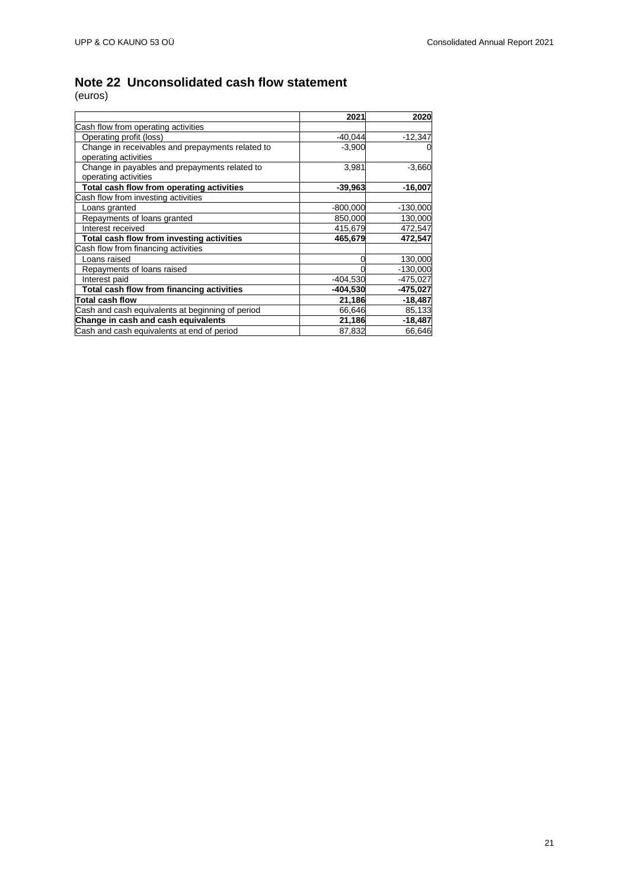## Note 22 Unconsolidated cash flow statement

(euros)

| | 2021 | 2020 |
|---|---|---|
| Cash flow from operating activities | | |
| Operating profit (loss) | -40,044 | -12,347 |
| Change in receivables and prepayments related to operating activities | -3,900 | 0 |
| Change in payables and prepayments related to operating activities | 3,981 | -3,660 |
| **Total cash flow from operating activities** | **-39,963** | **-16,007** |
| Cash flow from investing activities | | |
| Loans granted | -800,000 | -130,000 |
| Repayments of loans granted | 850,000 | 130,000 |
| Interest received | 415,679 | 472,547 |
| **Total cash flow from investing activities** | **465,679** | **472,547** |
| Cash flow from financing activities | | |
| Loans raised | 0 | 130,000 |
| Repayments of loans raised | 0 | -130,000 |
| Interest paid | -404,530 | -475,027 |
| **Total cash flow from financing activities** | **-404,530** | **-475,027** |
| **Total cash flow** | **21,186** | **-18,487** |
| Cash and cash equivalents at beginning of period | 66,646 | 85,133 |
| **Change in cash and cash equivalents** | **21,186** | **-18,487** |
| Cash and cash equivalents at end of period | 87,832 | 66,646 |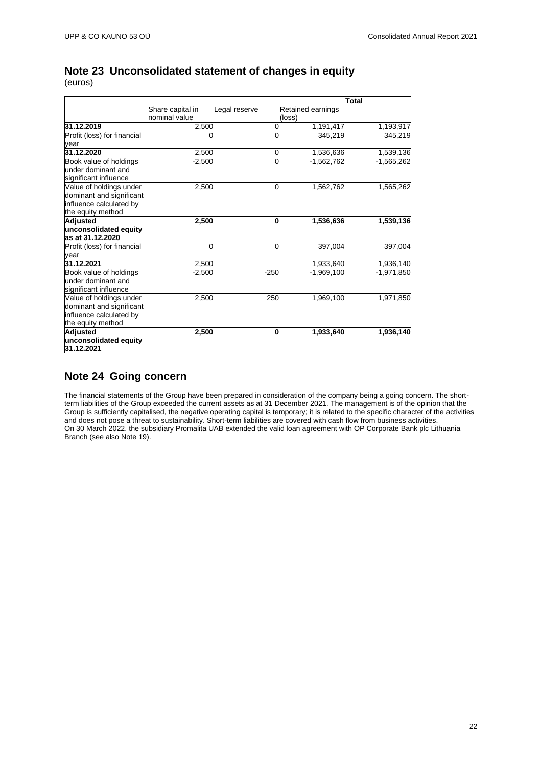## Note 23 Unconsolidated statement of changes in equity

(euros)

| | Share capital in nominal value | Legal reserve | Retained earnings (loss) | Total |
|---|---|---|---|---|
| **31.12.2019** | 2,500 | 0 | 1,191,417 | 1,193,917 |
| Profit (loss) for financial year | 0 | 0 | 345,219 | 345,219 |
| **31.12.2020** | 2,500 | 0 | 1,536,636 | 1,539,136 |
| Book value of holdings under dominant and significant influence | -2,500 | 0 | -1,562,762 | -1,565,262 |
| Value of holdings under dominant and significant influence calculated by the equity method | 2,500 | 0 | 1,562,762 | 1,565,262 |
| **Adjusted unconsolidated equity as at 31.12.2020** | **2,500** | **0** | **1,536,636** | **1,539,136** |
| Profit (loss) for financial year | 0 | 0 | 397,004 | 397,004 |
| **31.12.2021** | 2,500 | | 1,933,640 | 1,936,140 |
| Book value of holdings under dominant and significant influence | -2,500 | -250 | -1,969,100 | -1,971,850 |
| Value of holdings under dominant and significant influence calculated by the equity method | 2,500 | 250 | 1,969,100 | 1,971,850 |
| **Adjusted unconsolidated equity 31.12.2021** | **2,500** | **0** | **1,933,640** | **1,936,140** |

## Note 24 Going concern

The financial statements of the Group have been prepared in consideration of the company being a going concern. The short-term liabilities of the Group exceeded the current assets as at 31 December 2021. The management is of the opinion that the Group is sufficiently capitalised, the negative operating capital is temporary; it is related to the specific character of the activities and does not pose a threat to sustainability. Short-term liabilities are covered with cash flow from business activities.
On 30 March 2022, the subsidiary Promalita UAB extended the valid loan agreement with OP Corporate Bank plc Lithuania Branch (see also Note 19).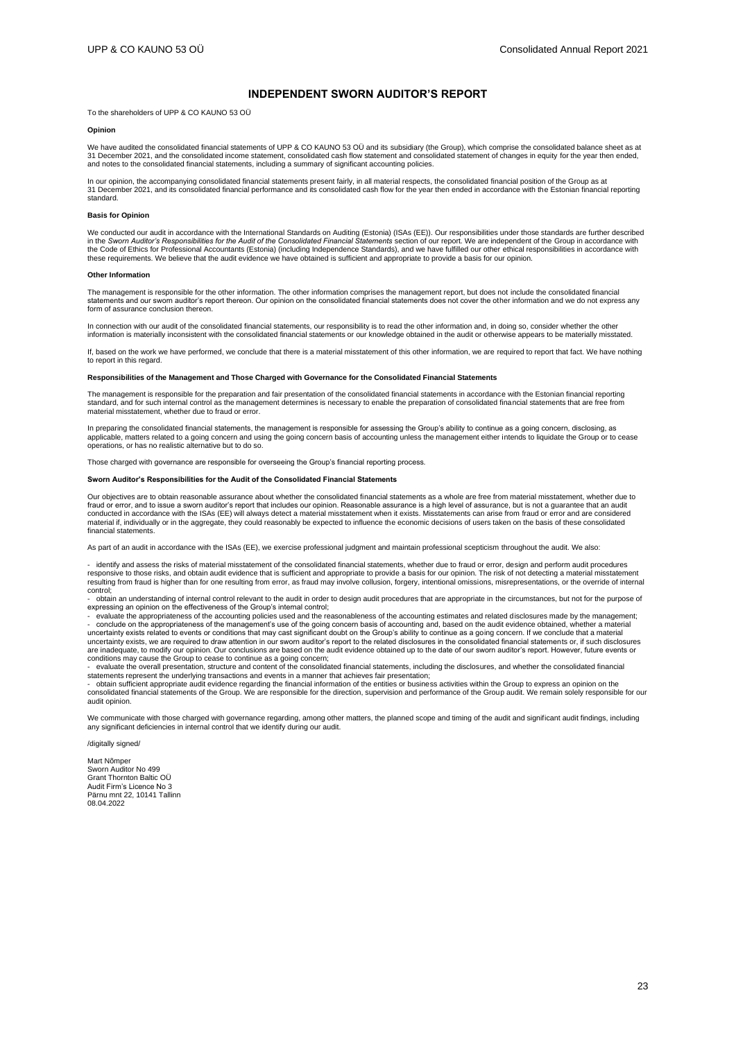# INDEPENDENT SWORN AUDITOR'S REPORT

To the shareholders of UPP & CO KAUNO 53 OÜ

**Opinion**

We have audited the consolidated financial statements of UPP & CO KAUNO 53 OÜ and its subsidiary (the Group), which comprise the consolidated balance sheet as at 31 December 2021, and the consolidated income statement, consolidated cash flow statement and consolidated statement of changes in equity for the year then ended, and notes to the consolidated financial statements, including a summary of significant accounting policies.

In our opinion, the accompanying consolidated financial statements present fairly, in all material respects, the consolidated financial position of the Group as at 31 December 2021, and its consolidated financial performance and its consolidated cash flow for the year then ended in accordance with the Estonian financial reporting standard.

**Basis for Opinion**

We conducted our audit in accordance with the International Standards on Auditing (Estonia) (ISAs (EE)). Our responsibilities under those standards are further described in the *Sworn Auditor's Responsibilities for the Audit of the Consolidated Financial Statements* section of our report. We are independent of the Group in accordance with the Code of Ethics for Professional Accountants (Estonia) (including Independence Standards), and we have fulfilled our other ethical responsibilities in accordance with these requirements. We believe that the audit evidence we have obtained is sufficient and appropriate to provide a basis for our opinion.

**Other Information**

The management is responsible for the other information. The other information comprises the management report, but does not include the consolidated financial statements and our sworn auditor's report thereon. Our opinion on the consolidated financial statements does not cover the other information and we do not express any form of assurance conclusion thereon.

In connection with our audit of the consolidated financial statements, our responsibility is to read the other information and, in doing so, consider whether the other information is materially inconsistent with the consolidated financial statements or our knowledge obtained in the audit or otherwise appears to be materially misstated.

If, based on the work we have performed, we conclude that there is a material misstatement of this other information, we are required to report that fact. We have nothing to report in this regard.

**Responsibilities of the Management and Those Charged with Governance for the Consolidated Financial Statements**

The management is responsible for the preparation and fair presentation of the consolidated financial statements in accordance with the Estonian financial reporting standard, and for such internal control as the management determines is necessary to enable the preparation of consolidated financial statements that are free from material misstatement, whether due to fraud or error.

In preparing the consolidated financial statements, the management is responsible for assessing the Group's ability to continue as a going concern, disclosing, as applicable, matters related to a going concern and using the going concern basis of accounting unless the management either intends to liquidate the Group or to cease operations, or has no realistic alternative but to do so.

Those charged with governance are responsible for overseeing the Group's financial reporting process.

**Sworn Auditor's Responsibilities for the Audit of the Consolidated Financial Statements**

Our objectives are to obtain reasonable assurance about whether the consolidated financial statements as a whole are free from material misstatement, whether due to fraud or error, and to issue a sworn auditor's report that includes our opinion. Reasonable assurance is a high level of assurance, but is not a guarantee that an audit conducted in accordance with the ISAs (EE) will always detect a material misstatement when it exists. Misstatements can arise from fraud or error and are considered material if, individually or in the aggregate, they could reasonably be expected to influence the economic decisions of users taken on the basis of these consolidated financial statements.

As part of an audit in accordance with the ISAs (EE), we exercise professional judgment and maintain professional scepticism throughout the audit. We also:

- identify and assess the risks of material misstatement of the consolidated financial statements, whether due to fraud or error, design and perform audit procedures responsive to those risks, and obtain audit evidence that is sufficient and appropriate to provide a basis for our opinion. The risk of not detecting a material misstatement resulting from fraud is higher than for one resulting from error, as fraud may involve collusion, forgery, intentional omissions, misrepresentations, or the override of internal control;
- obtain an understanding of internal control relevant to the audit in order to design audit procedures that are appropriate in the circumstances, but not for the purpose of expressing an opinion on the effectiveness of the Group's internal control;
- evaluate the appropriateness of the accounting policies used and the reasonableness of the accounting estimates and related disclosures made by the management;
- conclude on the appropriateness of the management's use of the going concern basis of accounting and, based on the audit evidence obtained, whether a material uncertainty exists related to events or conditions that may cast significant doubt on the Group's ability to continue as a going concern. If we conclude that a material uncertainty exists, we are required to draw attention in our sworn auditor's report to the related disclosures in the consolidated financial statements or, if such disclosures are inadequate, to modify our opinion. Our conclusions are based on the audit evidence obtained up to the date of our sworn auditor's report. However, future events or conditions may cause the Group to cease to continue as a going concern;
- evaluate the overall presentation, structure and content of the consolidated financial statements, including the disclosures, and whether the consolidated financial statements represent the underlying transactions and events in a manner that achieves fair presentation;
- obtain sufficient appropriate audit evidence regarding the financial information of the entities or business activities within the Group to express an opinion on the consolidated financial statements of the Group. We are responsible for the direction, supervision and performance of the Group audit. We remain solely responsible for our audit opinion.

We communicate with those charged with governance regarding, among other matters, the planned scope and timing of the audit and significant audit findings, including any significant deficiencies in internal control that we identify during our audit.

/digitally signed/

Mart Nõmper
Sworn Auditor No 499
Grant Thornton Baltic OÜ
Audit Firm's Licence No 3
Pärnu mnt 22, 10141 Tallinn
08.04.2022